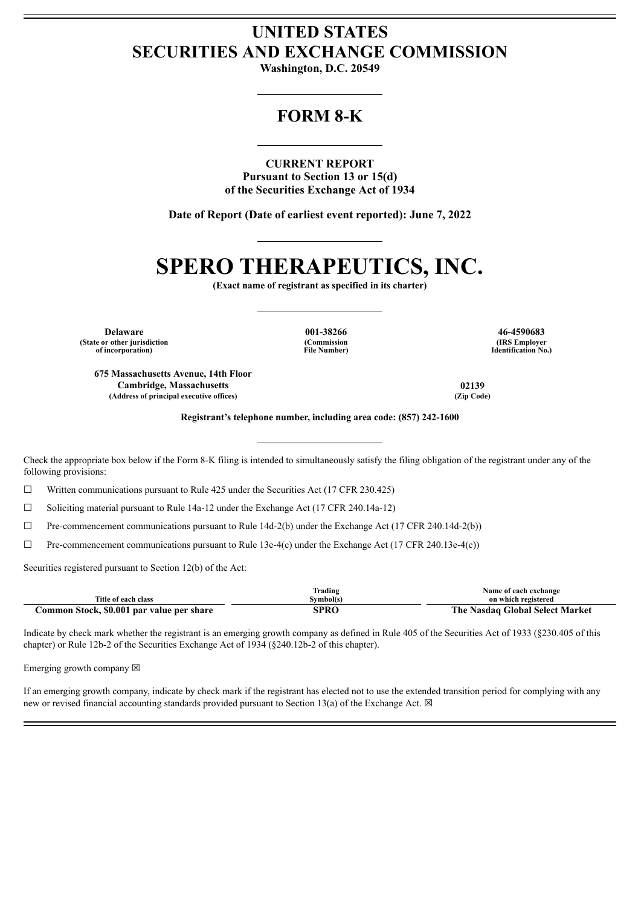# UNITED STATES
# SECURITIES AND EXCHANGE COMMISSION

**Washington, D.C. 20549**

## FORM 8-K

**CURRENT REPORT**
**Pursuant to Section 13 or 15(d)**
**of the Securities Exchange Act of 1934**

**Date of Report (Date of earliest event reported): June 7, 2022**

# SPERO THERAPEUTICS, INC.

**(Exact name of registrant as specified in its charter)**

| Delaware | 001-38266 | 46-4590683 |
|---|---|---|
| (State or other jurisdiction of incorporation) | (Commission File Number) | (IRS Employer Identification No.) |

| 675 Massachusetts Avenue, 14th Floor Cambridge, Massachusetts | 02139 |
|---|---|
| (Address of principal executive offices) | (Zip Code) |

**Registrant's telephone number, including area code: (857) 242-1600**

Check the appropriate box below if the Form 8-K filing is intended to simultaneously satisfy the filing obligation of the registrant under any of the following provisions:

☐ Written communications pursuant to Rule 425 under the Securities Act (17 CFR 230.425)

☐ Soliciting material pursuant to Rule 14a-12 under the Exchange Act (17 CFR 240.14a-12)

☐ Pre-commencement communications pursuant to Rule 14d-2(b) under the Exchange Act (17 CFR 240.14d-2(b))

☐ Pre-commencement communications pursuant to Rule 13e-4(c) under the Exchange Act (17 CFR 240.13e-4(c))

Securities registered pursuant to Section 12(b) of the Act:

| Title of each class | Trading Symbol(s) | Name of each exchange on which registered |
|---|---|---|
| **Common Stock, $0.001 par value per share** | **SPRO** | **The Nasdaq Global Select Market** |

Indicate by check mark whether the registrant is an emerging growth company as defined in Rule 405 of the Securities Act of 1933 (§230.405 of this chapter) or Rule 12b-2 of the Securities Exchange Act of 1934 (§240.12b-2 of this chapter).

Emerging growth company ☒

If an emerging growth company, indicate by check mark if the registrant has elected not to use the extended transition period for complying with any new or revised financial accounting standards provided pursuant to Section 13(a) of the Exchange Act. ☒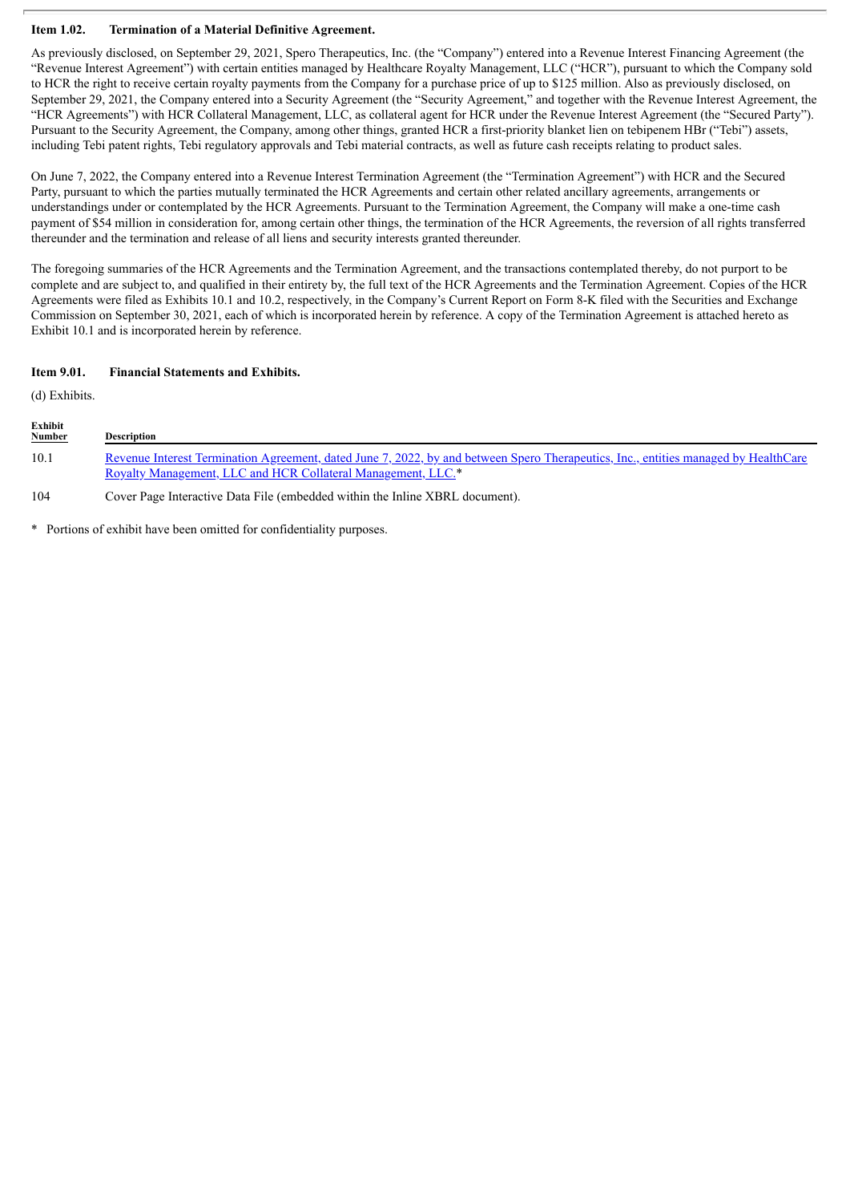**Item 1.02. Termination of a Material Definitive Agreement.**

As previously disclosed, on September 29, 2021, Spero Therapeutics, Inc. (the "Company") entered into a Revenue Interest Financing Agreement (the "Revenue Interest Agreement") with certain entities managed by Healthcare Royalty Management, LLC ("HCR"), pursuant to which the Company sold to HCR the right to receive certain royalty payments from the Company for a purchase price of up to $125 million. Also as previously disclosed, on September 29, 2021, the Company entered into a Security Agreement (the "Security Agreement," and together with the Revenue Interest Agreement, the "HCR Agreements") with HCR Collateral Management, LLC, as collateral agent for HCR under the Revenue Interest Agreement (the "Secured Party"). Pursuant to the Security Agreement, the Company, among other things, granted HCR a first-priority blanket lien on tebipenem HBr ("Tebi") assets, including Tebi patent rights, Tebi regulatory approvals and Tebi material contracts, as well as future cash receipts relating to product sales.

On June 7, 2022, the Company entered into a Revenue Interest Termination Agreement (the "Termination Agreement") with HCR and the Secured Party, pursuant to which the parties mutually terminated the HCR Agreements and certain other related ancillary agreements, arrangements or understandings under or contemplated by the HCR Agreements. Pursuant to the Termination Agreement, the Company will make a one-time cash payment of $54 million in consideration for, among certain other things, the termination of the HCR Agreements, the reversion of all rights transferred thereunder and the termination and release of all liens and security interests granted thereunder.

The foregoing summaries of the HCR Agreements and the Termination Agreement, and the transactions contemplated thereby, do not purport to be complete and are subject to, and qualified in their entirety by, the full text of the HCR Agreements and the Termination Agreement. Copies of the HCR Agreements were filed as Exhibits 10.1 and 10.2, respectively, in the Company's Current Report on Form 8-K filed with the Securities and Exchange Commission on September 30, 2021, each of which is incorporated herein by reference. A copy of the Termination Agreement is attached hereto as Exhibit 10.1 and is incorporated herein by reference.

**Item 9.01. Financial Statements and Exhibits.**

(d) Exhibits.

| Exhibit Number | Description |
|---|---|
| 10.1 | Revenue Interest Termination Agreement, dated June 7, 2022, by and between Spero Therapeutics, Inc., entities managed by HealthCare Royalty Management, LLC and HCR Collateral Management, LLC.* |
| 104 | Cover Page Interactive Data File (embedded within the Inline XBRL document). |

* Portions of exhibit have been omitted for confidentiality purposes.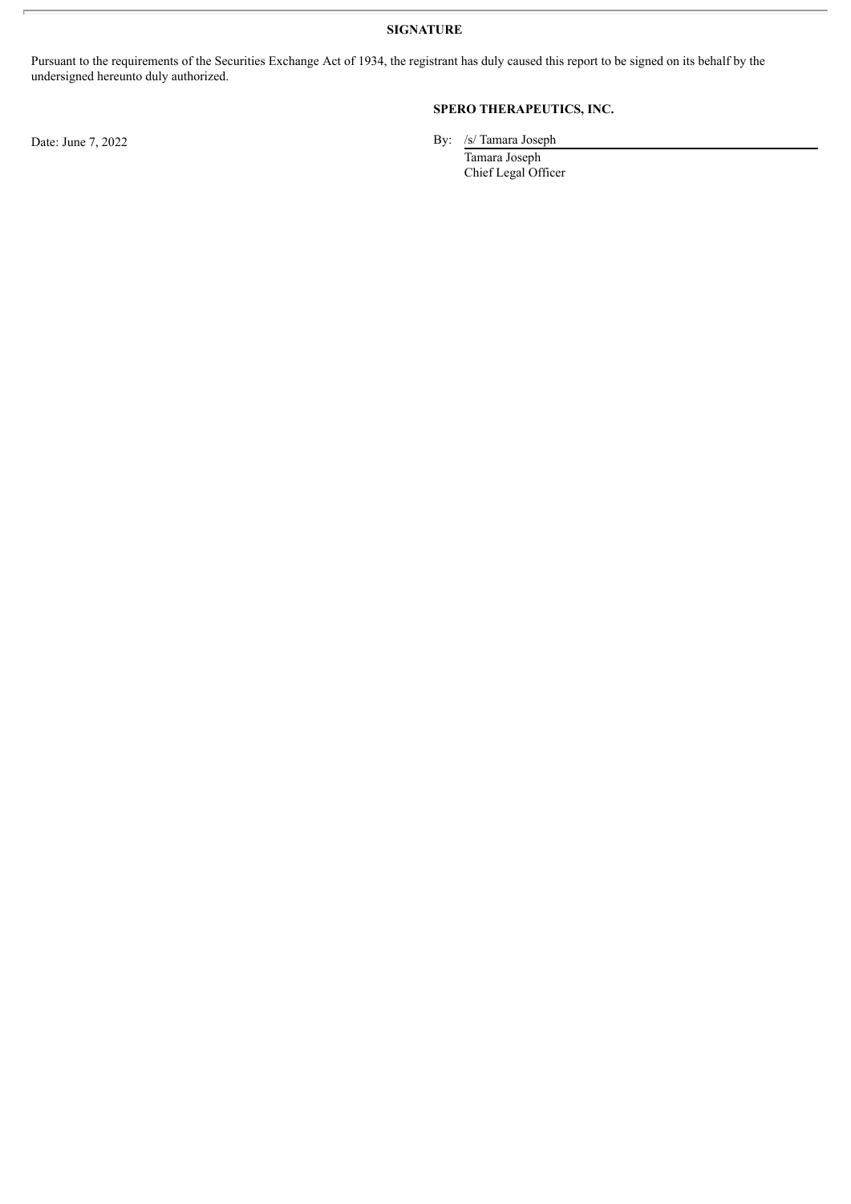## SIGNATURE

Pursuant to the requirements of the Securities Exchange Act of 1934, the registrant has duly caused this report to be signed on its behalf by the undersigned hereunto duly authorized.

**SPERO THERAPEUTICS, INC.**

Date: June 7, 2022

By: /s/ Tamara Joseph
Tamara Joseph
Chief Legal Officer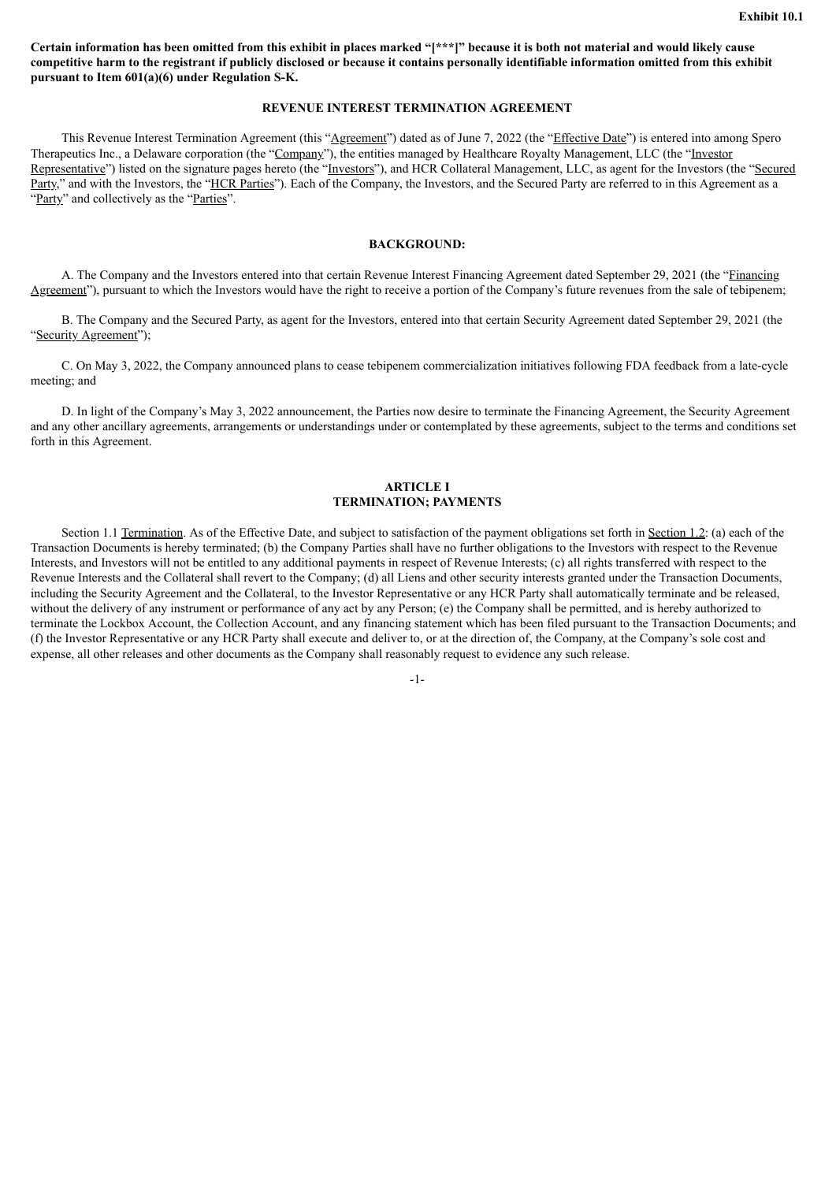**Exhibit 10.1**

**Certain information has been omitted from this exhibit in places marked "[***]" because it is both not material and would likely cause competitive harm to the registrant if publicly disclosed or because it contains personally identifiable information omitted from this exhibit pursuant to Item 601(a)(6) under Regulation S-K.**

## REVENUE INTEREST TERMINATION AGREEMENT

This Revenue Interest Termination Agreement (this "Agreement") dated as of June 7, 2022 (the "Effective Date") is entered into among Spero Therapeutics Inc., a Delaware corporation (the "Company"), the entities managed by Healthcare Royalty Management, LLC (the "Investor Representative") listed on the signature pages hereto (the "Investors"), and HCR Collateral Management, LLC, as agent for the Investors (the "Secured Party," and with the Investors, the "HCR Parties"). Each of the Company, the Investors, and the Secured Party are referred to in this Agreement as a "Party" and collectively as the "Parties".

## BACKGROUND:

A. The Company and the Investors entered into that certain Revenue Interest Financing Agreement dated September 29, 2021 (the "Financing Agreement"), pursuant to which the Investors would have the right to receive a portion of the Company's future revenues from the sale of tebipenem;

B. The Company and the Secured Party, as agent for the Investors, entered into that certain Security Agreement dated September 29, 2021 (the "Security Agreement");

C. On May 3, 2022, the Company announced plans to cease tebipenem commercialization initiatives following FDA feedback from a late-cycle meeting; and

D. In light of the Company's May 3, 2022 announcement, the Parties now desire to terminate the Financing Agreement, the Security Agreement and any other ancillary agreements, arrangements or understandings under or contemplated by these agreements, subject to the terms and conditions set forth in this Agreement.

## ARTICLE I
## TERMINATION; PAYMENTS

Section 1.1 Termination. As of the Effective Date, and subject to satisfaction of the payment obligations set forth in Section 1.2: (a) each of the Transaction Documents is hereby terminated; (b) the Company Parties shall have no further obligations to the Investors with respect to the Revenue Interests, and Investors will not be entitled to any additional payments in respect of Revenue Interests; (c) all rights transferred with respect to the Revenue Interests and the Collateral shall revert to the Company; (d) all Liens and other security interests granted under the Transaction Documents, including the Security Agreement and the Collateral, to the Investor Representative or any HCR Party shall automatically terminate and be released, without the delivery of any instrument or performance of any act by any Person; (e) the Company shall be permitted, and is hereby authorized to terminate the Lockbox Account, the Collection Account, and any financing statement which has been filed pursuant to the Transaction Documents; and (f) the Investor Representative or any HCR Party shall execute and deliver to, or at the direction of, the Company, at the Company's sole cost and expense, all other releases and other documents as the Company shall reasonably request to evidence any such release.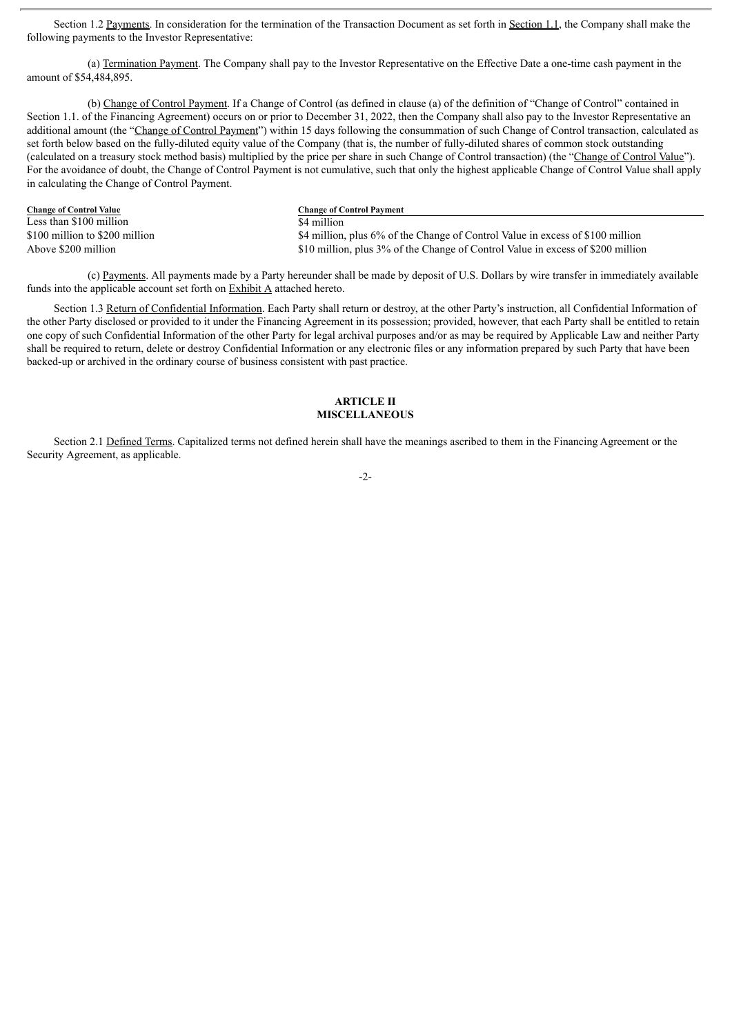Section 1.2 Payments. In consideration for the termination of the Transaction Document as set forth in Section 1.1, the Company shall make the following payments to the Investor Representative:

(a) Termination Payment. The Company shall pay to the Investor Representative on the Effective Date a one-time cash payment in the amount of $54,484,895.

(b) Change of Control Payment. If a Change of Control (as defined in clause (a) of the definition of "Change of Control" contained in Section 1.1. of the Financing Agreement) occurs on or prior to December 31, 2022, then the Company shall also pay to the Investor Representative an additional amount (the "Change of Control Payment") within 15 days following the consummation of such Change of Control transaction, calculated as set forth below based on the fully-diluted equity value of the Company (that is, the number of fully-diluted shares of common stock outstanding (calculated on a treasury stock method basis) multiplied by the price per share in such Change of Control transaction) (the "Change of Control Value"). For the avoidance of doubt, the Change of Control Payment is not cumulative, such that only the highest applicable Change of Control Value shall apply in calculating the Change of Control Payment.

| Change of Control Value | Change of Control Payment |
| --- | --- |
| Less than $100 million | $4 million |
| $100 million to $200 million | $4 million, plus 6% of the Change of Control Value in excess of $100 million |
| Above $200 million | $10 million, plus 3% of the Change of Control Value in excess of $200 million |

(c) Payments. All payments made by a Party hereunder shall be made by deposit of U.S. Dollars by wire transfer in immediately available funds into the applicable account set forth on Exhibit A attached hereto.

Section 1.3 Return of Confidential Information. Each Party shall return or destroy, at the other Party's instruction, all Confidential Information of the other Party disclosed or provided to it under the Financing Agreement in its possession; provided, however, that each Party shall be entitled to retain one copy of such Confidential Information of the other Party for legal archival purposes and/or as may be required by Applicable Law and neither Party shall be required to return, delete or destroy Confidential Information or any electronic files or any information prepared by such Party that have been backed-up or archived in the ordinary course of business consistent with past practice.

## ARTICLE II
## MISCELLANEOUS

Section 2.1 Defined Terms. Capitalized terms not defined herein shall have the meanings ascribed to them in the Financing Agreement or the Security Agreement, as applicable.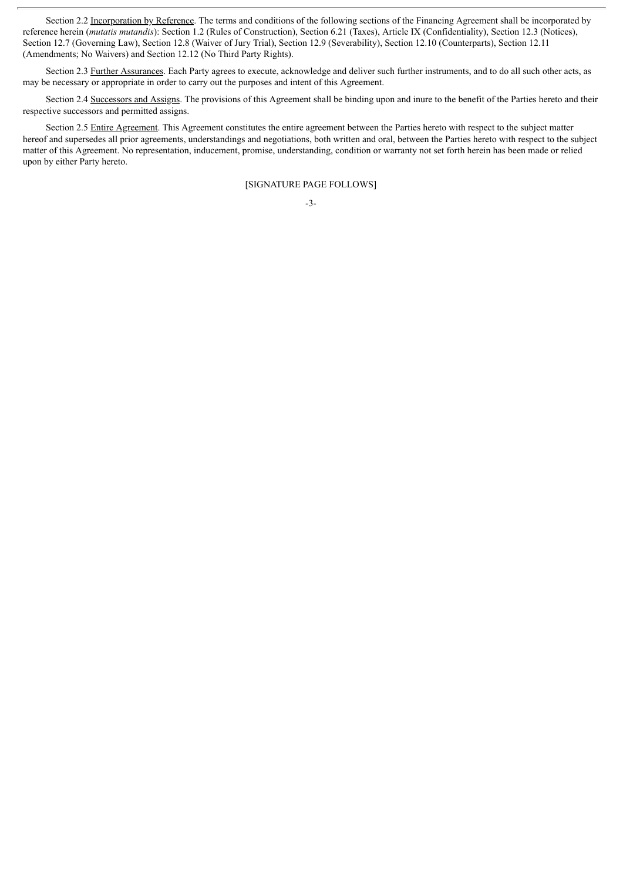Section 2.2 Incorporation by Reference. The terms and conditions of the following sections of the Financing Agreement shall be incorporated by reference herein (*mutatis mutandis*): Section 1.2 (Rules of Construction), Section 6.21 (Taxes), Article IX (Confidentiality), Section 12.3 (Notices), Section 12.7 (Governing Law), Section 12.8 (Waiver of Jury Trial), Section 12.9 (Severability), Section 12.10 (Counterparts), Section 12.11 (Amendments; No Waivers) and Section 12.12 (No Third Party Rights).

Section 2.3 Further Assurances. Each Party agrees to execute, acknowledge and deliver such further instruments, and to do all such other acts, as may be necessary or appropriate in order to carry out the purposes and intent of this Agreement.

Section 2.4 Successors and Assigns. The provisions of this Agreement shall be binding upon and inure to the benefit of the Parties hereto and their respective successors and permitted assigns.

Section 2.5 Entire Agreement. This Agreement constitutes the entire agreement between the Parties hereto with respect to the subject matter hereof and supersedes all prior agreements, understandings and negotiations, both written and oral, between the Parties hereto with respect to the subject matter of this Agreement. No representation, inducement, promise, understanding, condition or warranty not set forth herein has been made or relied upon by either Party hereto.

[SIGNATURE PAGE FOLLOWS]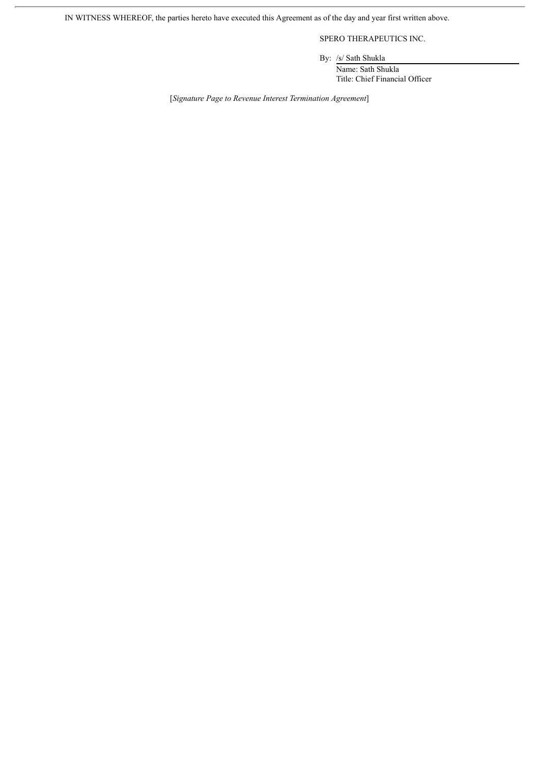IN WITNESS WHEREOF, the parties hereto have executed this Agreement as of the day and year first written above.

SPERO THERAPEUTICS INC.

By: /s/ Sath Shukla

Name: Sath Shukla

Title: Chief Financial Officer

[*Signature Page to Revenue Interest Termination Agreement*]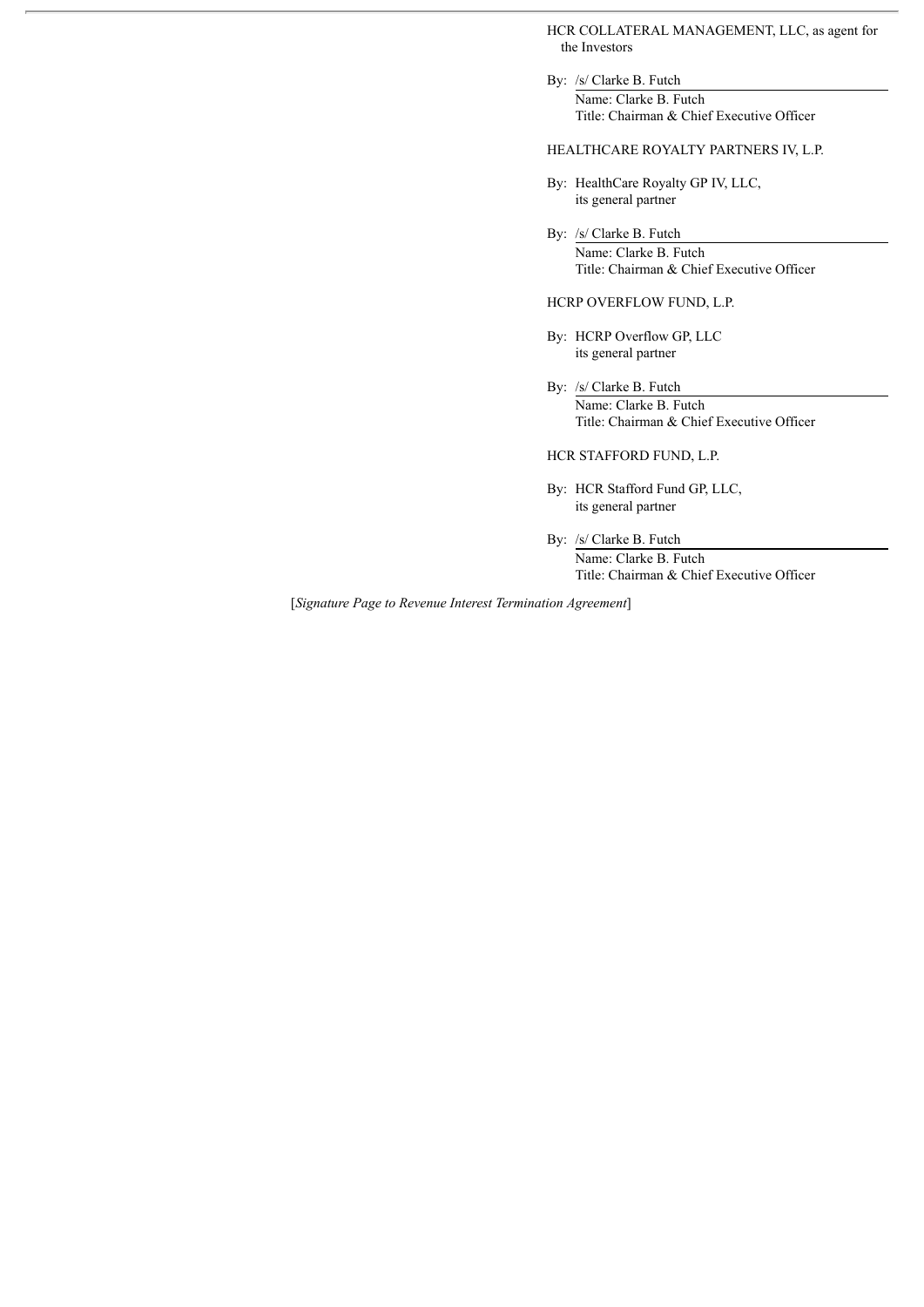HCR COLLATERAL MANAGEMENT, LLC, as agent for the Investors

By: /s/ Clarke B. Futch
Name: Clarke B. Futch
Title: Chairman & Chief Executive Officer

HEALTHCARE ROYALTY PARTNERS IV, L.P.

By: HealthCare Royalty GP IV, LLC,
its general partner

By: /s/ Clarke B. Futch
Name: Clarke B. Futch
Title: Chairman & Chief Executive Officer

HCRP OVERFLOW FUND, L.P.

By: HCRP Overflow GP, LLC
its general partner

By: /s/ Clarke B. Futch
Name: Clarke B. Futch
Title: Chairman & Chief Executive Officer

HCR STAFFORD FUND, L.P.

By: HCR Stafford Fund GP, LLC,
its general partner

By: /s/ Clarke B. Futch
Name: Clarke B. Futch
Title: Chairman & Chief Executive Officer

[*Signature Page to Revenue Interest Termination Agreement*]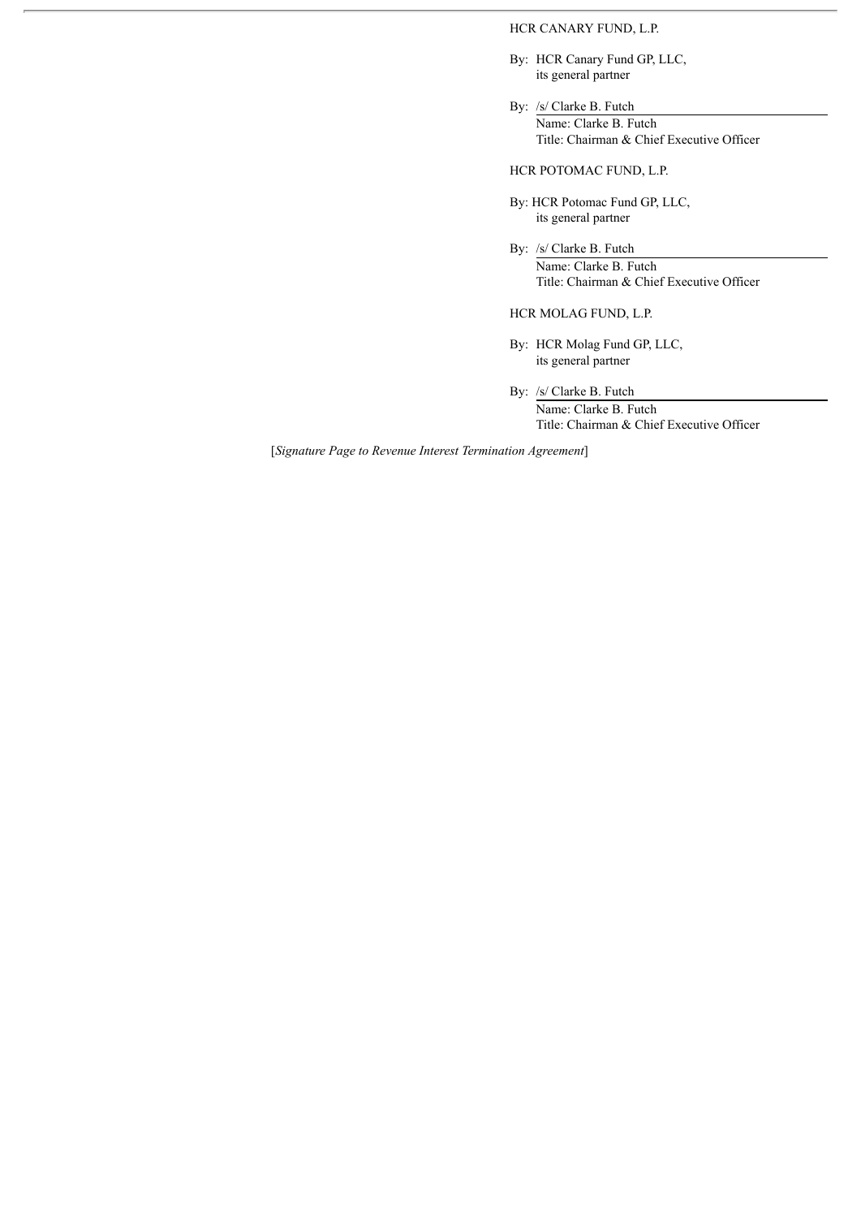HCR CANARY FUND, L.P.

By: HCR Canary Fund GP, LLC,
its general partner

By: /s/ Clarke B. Futch
Name: Clarke B. Futch
Title: Chairman & Chief Executive Officer

HCR POTOMAC FUND, L.P.

By: HCR Potomac Fund GP, LLC,
its general partner

By: /s/ Clarke B. Futch
Name: Clarke B. Futch
Title: Chairman & Chief Executive Officer

HCR MOLAG FUND, L.P.

By: HCR Molag Fund GP, LLC,
its general partner

By: /s/ Clarke B. Futch
Name: Clarke B. Futch
Title: Chairman & Chief Executive Officer

[*Signature Page to Revenue Interest Termination Agreement*]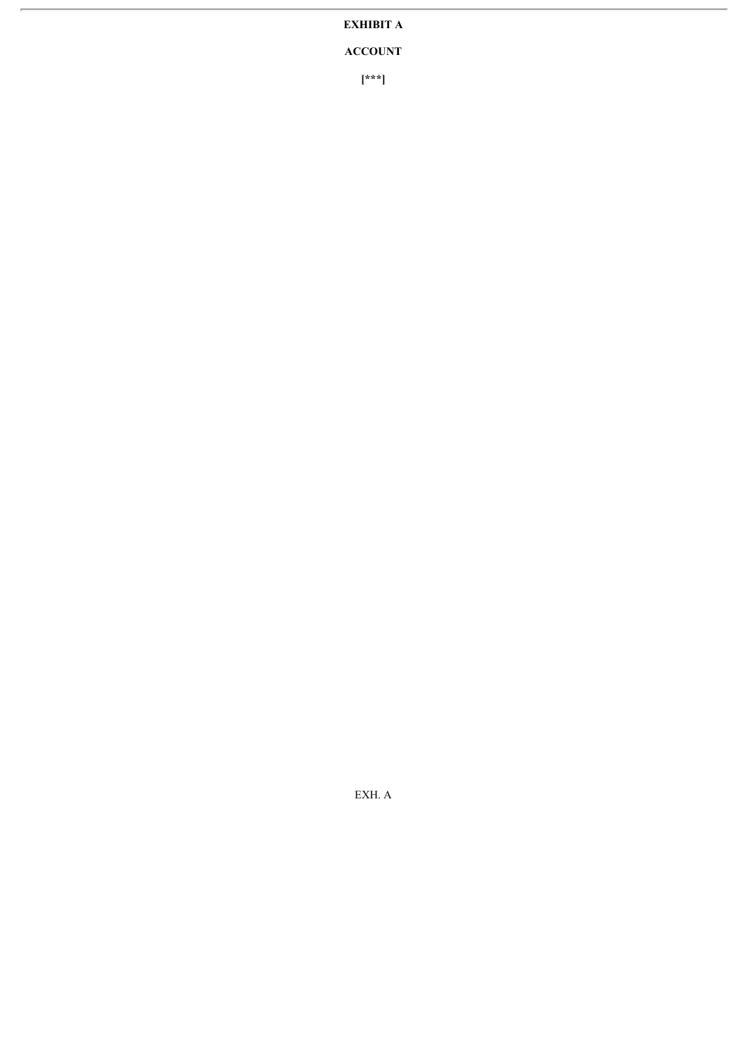**EXHIBIT A**

**ACCOUNT**

**[***]**

EXH. A